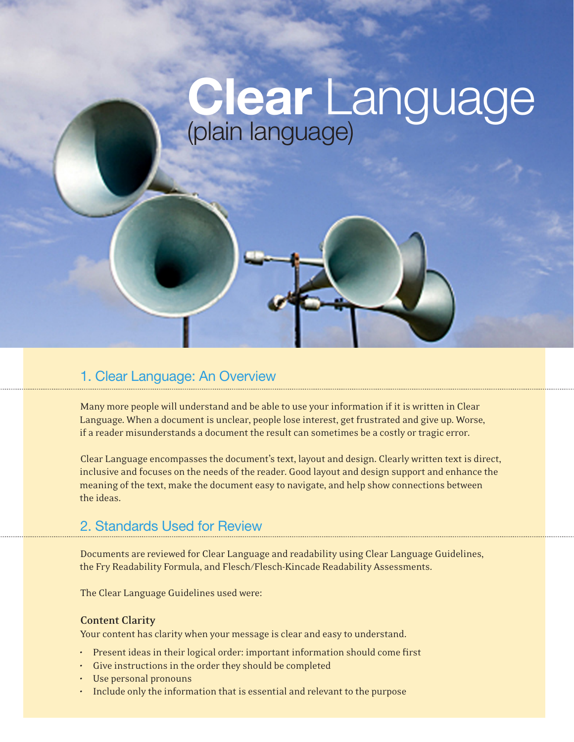# Clear Language
(plain language)

## 1. Clear Language: An Overview

Many more people will understand and be able to use your information if it is written in Clear Language. When a document is unclear, people lose interest, get frustrated and give up. Worse, if a reader misunderstands a document the result can sometimes be a costly or tragic error.

Clear Language encompasses the document's text, layout and design. Clearly written text is direct, inclusive and focuses on the needs of the reader. Good layout and design support and enhance the meaning of the text, make the document easy to navigate, and help show connections between the ideas.

## 2. Standards Used for Review

Documents are reviewed for Clear Language and readability using Clear Language Guidelines, the Fry Readability Formula, and Flesch/Flesch-Kincade Readability Assessments.

The Clear Language Guidelines used were:

**Content Clarity**

Your content has clarity when your message is clear and easy to understand.

- Present ideas in their logical order: important information should come first
- Give instructions in the order they should be completed
- Use personal pronouns
- Include only the information that is essential and relevant to the purpose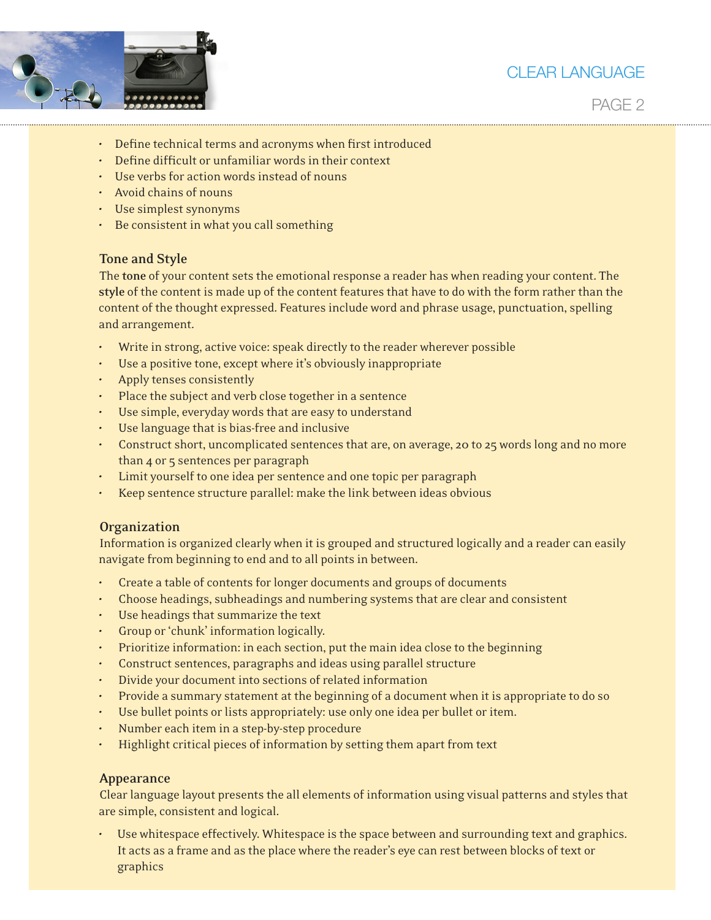- Define technical terms and acronyms when first introduced
- Define difficult or unfamiliar words in their context
- Use verbs for action words instead of nouns
- Avoid chains of nouns
- Use simplest synonyms
- Be consistent in what you call something

### Tone and Style

The **tone** of your content sets the emotional response a reader has when reading your content. The **style** of the content is made up of the content features that have to do with the form rather than the content of the thought expressed. Features include word and phrase usage, punctuation, spelling and arrangement.

- Write in strong, active voice: speak directly to the reader wherever possible
- Use a positive tone, except where it's obviously inappropriate
- Apply tenses consistently
- Place the subject and verb close together in a sentence
- Use simple, everyday words that are easy to understand
- Use language that is bias-free and inclusive
- Construct short, uncomplicated sentences that are, on average, 20 to 25 words long and no more than 4 or 5 sentences per paragraph
- Limit yourself to one idea per sentence and one topic per paragraph
- Keep sentence structure parallel: make the link between ideas obvious

### Organization

Information is organized clearly when it is grouped and structured logically and a reader can easily navigate from beginning to end and to all points in between.

- Create a table of contents for longer documents and groups of documents
- Choose headings, subheadings and numbering systems that are clear and consistent
- Use headings that summarize the text
- Group or 'chunk' information logically.
- Prioritize information: in each section, put the main idea close to the beginning
- Construct sentences, paragraphs and ideas using parallel structure
- Divide your document into sections of related information
- Provide a summary statement at the beginning of a document when it is appropriate to do so
- Use bullet points or lists appropriately: use only one idea per bullet or item.
- Number each item in a step-by-step procedure
- Highlight critical pieces of information by setting them apart from text

### Appearance

Clear language layout presents the all elements of information using visual patterns and styles that are simple, consistent and logical.

- Use whitespace effectively. Whitespace is the space between and surrounding text and graphics. It acts as a frame and as the place where the reader's eye can rest between blocks of text or graphics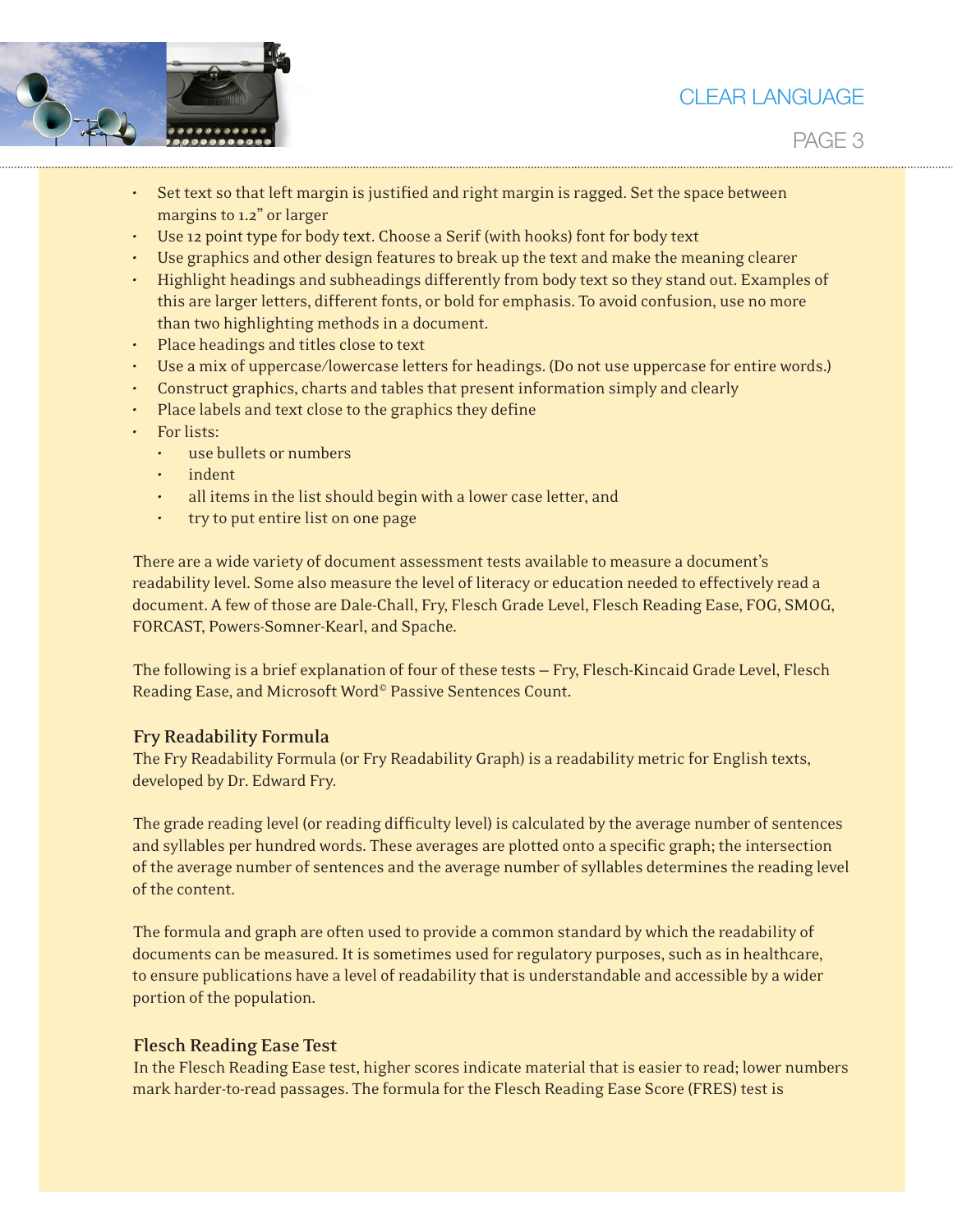- Set text so that left margin is justified and right margin is ragged. Set the space between margins to 1.2" or larger
- Use 12 point type for body text. Choose a Serif (with hooks) font for body text
- Use graphics and other design features to break up the text and make the meaning clearer
- Highlight headings and subheadings differently from body text so they stand out. Examples of this are larger letters, different fonts, or bold for emphasis. To avoid confusion, use no more than two highlighting methods in a document.
- Place headings and titles close to text
- Use a mix of uppercase/lowercase letters for headings. (Do not use uppercase for entire words.)
- Construct graphics, charts and tables that present information simply and clearly
- Place labels and text close to the graphics they define
- For lists:
    - use bullets or numbers
    - indent
    - all items in the list should begin with a lower case letter, and
    - try to put entire list on one page

There are a wide variety of document assessment tests available to measure a document's readability level. Some also measure the level of literacy or education needed to effectively read a document. A few of those are Dale-Chall, Fry, Flesch Grade Level, Flesch Reading Ease, FOG, SMOG, FORCAST, Powers-Somner-Kearl, and Spache.

The following is a brief explanation of four of these tests – Fry, Flesch-Kincaid Grade Level, Flesch Reading Ease, and Microsoft Word© Passive Sentences Count.

### Fry Readability Formula

The Fry Readability Formula (or Fry Readability Graph) is a readability metric for English texts, developed by Dr. Edward Fry.

The grade reading level (or reading difficulty level) is calculated by the average number of sentences and syllables per hundred words. These averages are plotted onto a specific graph; the intersection of the average number of sentences and the average number of syllables determines the reading level of the content.

The formula and graph are often used to provide a common standard by which the readability of documents can be measured. It is sometimes used for regulatory purposes, such as in healthcare, to ensure publications have a level of readability that is understandable and accessible by a wider portion of the population.

### Flesch Reading Ease Test

In the Flesch Reading Ease test, higher scores indicate material that is easier to read; lower numbers mark harder-to-read passages. The formula for the Flesch Reading Ease Score (FRES) test is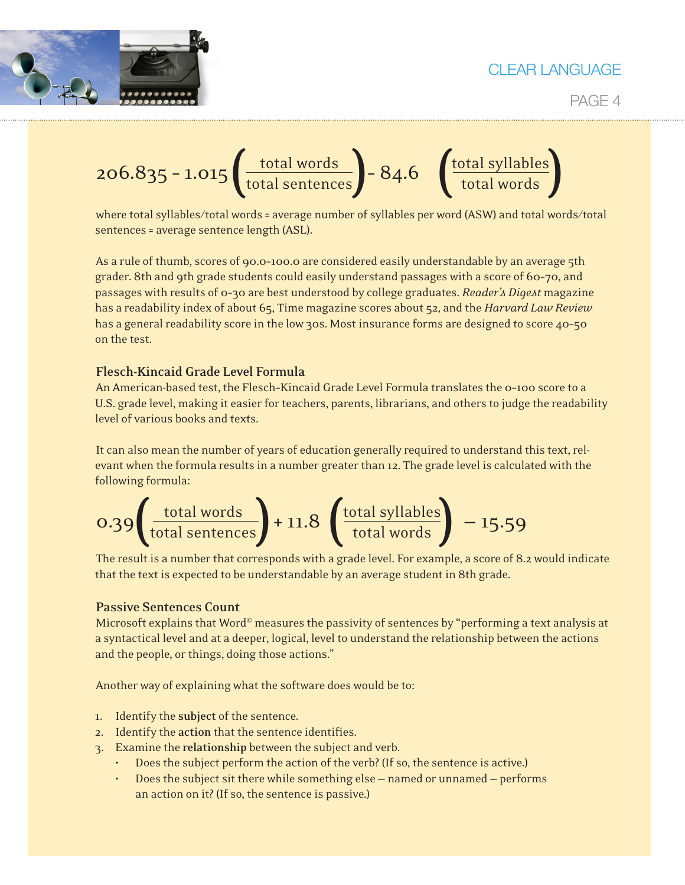$$206.835 - 1.015\left(\frac{\text{total words}}{\text{total sentences}}\right) - 84.6\left(\frac{\text{total syllables}}{\text{total words}}\right)$$

where total syllables/total words = average number of syllables per word (ASW) and total words/total sentences = average sentence length (ASL).

As a rule of thumb, scores of 90.0-100.0 are considered easily understandable by an average 5th grader. 8th and 9th grade students could easily understand passages with a score of 60-70, and passages with results of 0-30 are best understood by college graduates. *Reader's Digest* magazine has a readability index of about 65, Time magazine scores about 52, and the *Harvard Law Review* has a general readability score in the low 30s. Most insurance forms are designed to score 40-50 on the test.

### Flesch-Kincaid Grade Level Formula

An American-based test, the Flesch-Kincaid Grade Level Formula translates the 0-100 score to a U.S. grade level, making it easier for teachers, parents, librarians, and others to judge the readability level of various books and texts.

It can also mean the number of years of education generally required to understand this text, relevant when the formula results in a number greater than 12. The grade level is calculated with the following formula:

$$0.39\left(\frac{\text{total words}}{\text{total sentences}}\right) + 11.8\left(\frac{\text{total syllables}}{\text{total words}}\right) - 15.59$$

The result is a number that corresponds with a grade level. For example, a score of 8.2 would indicate that the text is expected to be understandable by an average student in 8th grade.

### Passive Sentences Count

Microsoft explains that Word© measures the passivity of sentences by "performing a text analysis at a syntactical level and at a deeper, logical, level to understand the relationship between the actions and the people, or things, doing those actions."

Another way of explaining what the software does would be to:

1. Identify the **subject** of the sentence.
2. Identify the **action** that the sentence identifies.
3. Examine the **relationship** between the subject and verb.
   - Does the subject perform the action of the verb? (If so, the sentence is active.)
   - Does the subject sit there while something else – named or unnamed – performs an action on it? (If so, the sentence is passive.)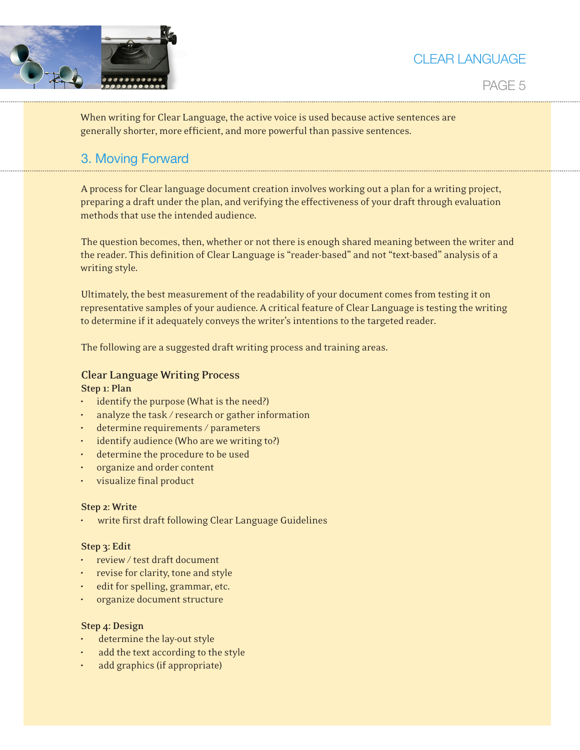When writing for Clear Language, the active voice is used because active sentences are generally shorter, more efficient, and more powerful than passive sentences.

## 3. Moving Forward

A process for Clear language document creation involves working out a plan for a writing project, preparing a draft under the plan, and verifying the effectiveness of your draft through evaluation methods that use the intended audience.

The question becomes, then, whether or not there is enough shared meaning between the writer and the reader. This definition of Clear Language is "reader-based" and not "text-based" analysis of a writing style.

Ultimately, the best measurement of the readability of your document comes from testing it on representative samples of your audience. A critical feature of Clear Language is testing the writing to determine if it adequately conveys the writer's intentions to the targeted reader.

The following are a suggested draft writing process and training areas.

### Clear Language Writing Process

**Step 1: Plan**

- identify the purpose (What is the need?)
- analyze the task / research or gather information
- determine requirements / parameters
- identify audience (Who are we writing to?)
- determine the procedure to be used
- organize and order content
- visualize final product

**Step 2: Write**

- write first draft following Clear Language Guidelines

**Step 3: Edit**

- review / test draft document
- revise for clarity, tone and style
- edit for spelling, grammar, etc.
- organize document structure

**Step 4: Design**

- determine the lay-out style
- add the text according to the style
- add graphics (if appropriate)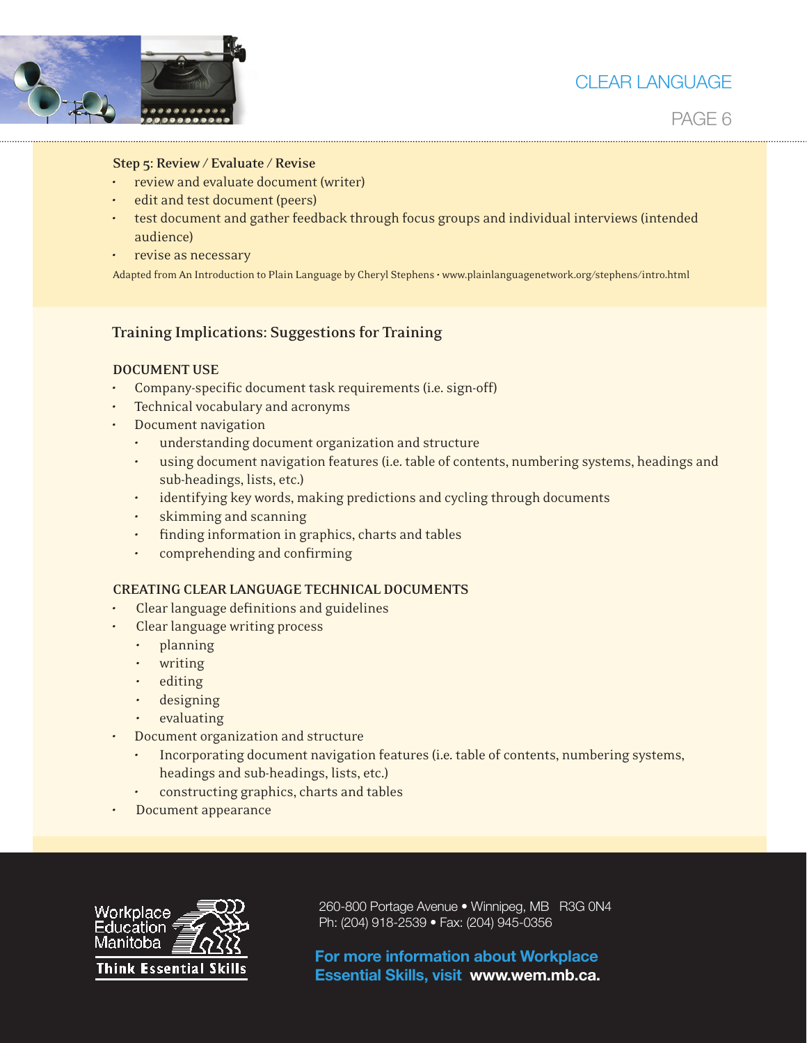**Step 5: Review / Evaluate / Revise**

- review and evaluate document (writer)
- edit and test document (peers)
- test document and gather feedback through focus groups and individual interviews (intended audience)
- revise as necessary

Adapted from An Introduction to Plain Language by Cheryl Stephens • www.plainlanguagenetwork.org/stephens/intro.html

## Training Implications: Suggestions for Training

### DOCUMENT USE

- Company-specific document task requirements (i.e. sign-off)
- Technical vocabulary and acronyms
- Document navigation
  - understanding document organization and structure
  - using document navigation features (i.e. table of contents, numbering systems, headings and sub-headings, lists, etc.)
  - identifying key words, making predictions and cycling through documents
  - skimming and scanning
  - finding information in graphics, charts and tables
  - comprehending and confirming

### CREATING CLEAR LANGUAGE TECHNICAL DOCUMENTS

- Clear language definitions and guidelines
- Clear language writing process
  - planning
  - writing
  - editing
  - designing
  - evaluating
- Document organization and structure
  - Incorporating document navigation features (i.e. table of contents, numbering systems, headings and sub-headings, lists, etc.)
  - constructing graphics, charts and tables
- Document appearance

Workplace Education Manitoba
Think Essential Skills

260-800 Portage Avenue • Winnipeg, MB R3G 0N4
Ph: (204) 918-2539 • Fax: (204) 945-0356

**For more information about Workplace Essential Skills, visit www.wem.mb.ca.**